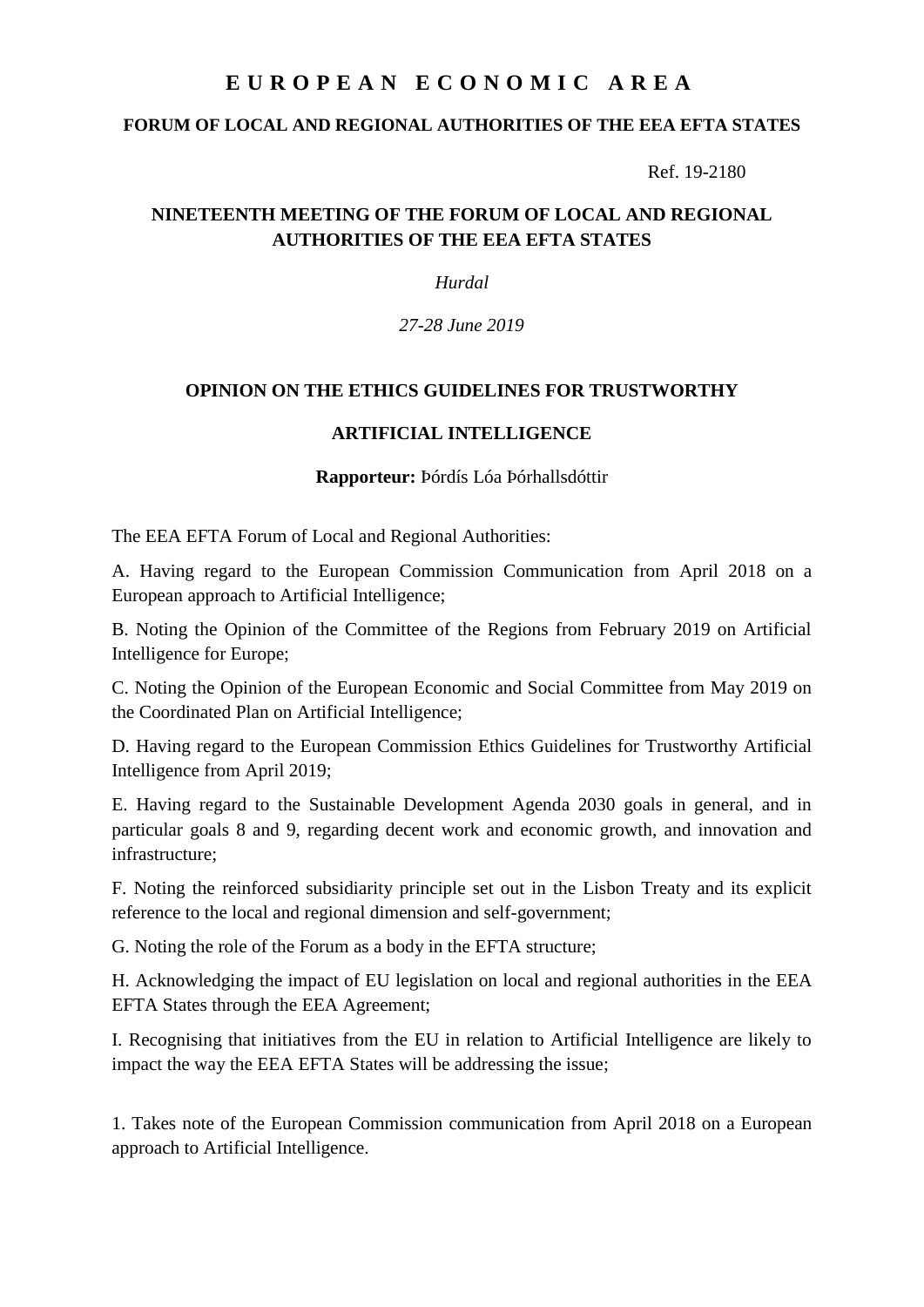# E U R O P E A N   E C O N O M I C   A R E A

## FORUM OF LOCAL AND REGIONAL AUTHORITIES OF THE EEA EFTA STATES

Ref. 19-2180

## NINETEENTH MEETING OF THE FORUM OF LOCAL AND REGIONAL AUTHORITIES OF THE EEA EFTA STATES

*Hurdal*

*27-28 June 2019*

## OPINION ON THE ETHICS GUIDELINES FOR TRUSTWORTHY ARTIFICIAL INTELLIGENCE

**Rapporteur:** Þórdís Lóa Þórhallsdóttir

The EEA EFTA Forum of Local and Regional Authorities:

A. Having regard to the European Commission Communication from April 2018 on a European approach to Artificial Intelligence;

B. Noting the Opinion of the Committee of the Regions from February 2019 on Artificial Intelligence for Europe;

C. Noting the Opinion of the European Economic and Social Committee from May 2019 on the Coordinated Plan on Artificial Intelligence;

D. Having regard to the European Commission Ethics Guidelines for Trustworthy Artificial Intelligence from April 2019;

E. Having regard to the Sustainable Development Agenda 2030 goals in general, and in particular goals 8 and 9, regarding decent work and economic growth, and innovation and infrastructure;

F. Noting the reinforced subsidiarity principle set out in the Lisbon Treaty and its explicit reference to the local and regional dimension and self-government;

G. Noting the role of the Forum as a body in the EFTA structure;

H. Acknowledging the impact of EU legislation on local and regional authorities in the EEA EFTA States through the EEA Agreement;

I. Recognising that initiatives from the EU in relation to Artificial Intelligence are likely to impact the way the EEA EFTA States will be addressing the issue;

1. Takes note of the European Commission communication from April 2018 on a European approach to Artificial Intelligence.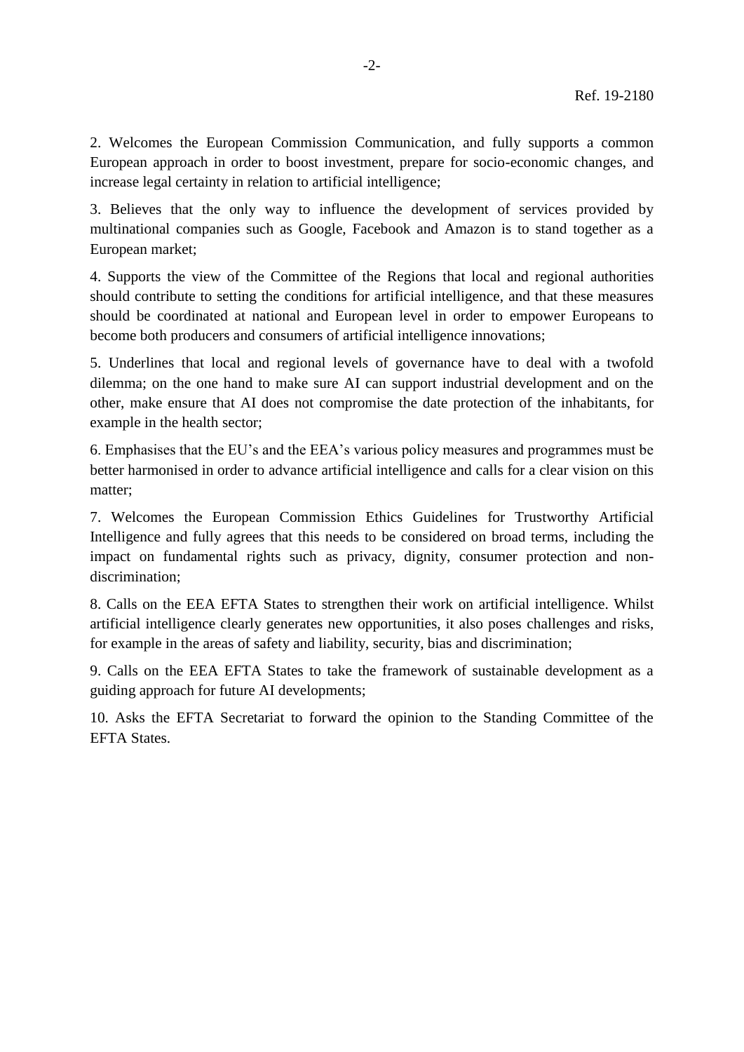Ref. 19-2180

2. Welcomes the European Commission Communication, and fully supports a common European approach in order to boost investment, prepare for socio-economic changes, and increase legal certainty in relation to artificial intelligence;

3. Believes that the only way to influence the development of services provided by multinational companies such as Google, Facebook and Amazon is to stand together as a European market;

4. Supports the view of the Committee of the Regions that local and regional authorities should contribute to setting the conditions for artificial intelligence, and that these measures should be coordinated at national and European level in order to empower Europeans to become both producers and consumers of artificial intelligence innovations;

5. Underlines that local and regional levels of governance have to deal with a twofold dilemma; on the one hand to make sure AI can support industrial development and on the other, make ensure that AI does not compromise the date protection of the inhabitants, for example in the health sector;

6. Emphasises that the EU's and the EEA's various policy measures and programmes must be better harmonised in order to advance artificial intelligence and calls for a clear vision on this matter;

7. Welcomes the European Commission Ethics Guidelines for Trustworthy Artificial Intelligence and fully agrees that this needs to be considered on broad terms, including the impact on fundamental rights such as privacy, dignity, consumer protection and non-discrimination;

8. Calls on the EEA EFTA States to strengthen their work on artificial intelligence. Whilst artificial intelligence clearly generates new opportunities, it also poses challenges and risks, for example in the areas of safety and liability, security, bias and discrimination;

9. Calls on the EEA EFTA States to take the framework of sustainable development as a guiding approach for future AI developments;

10. Asks the EFTA Secretariat to forward the opinion to the Standing Committee of the EFTA States.